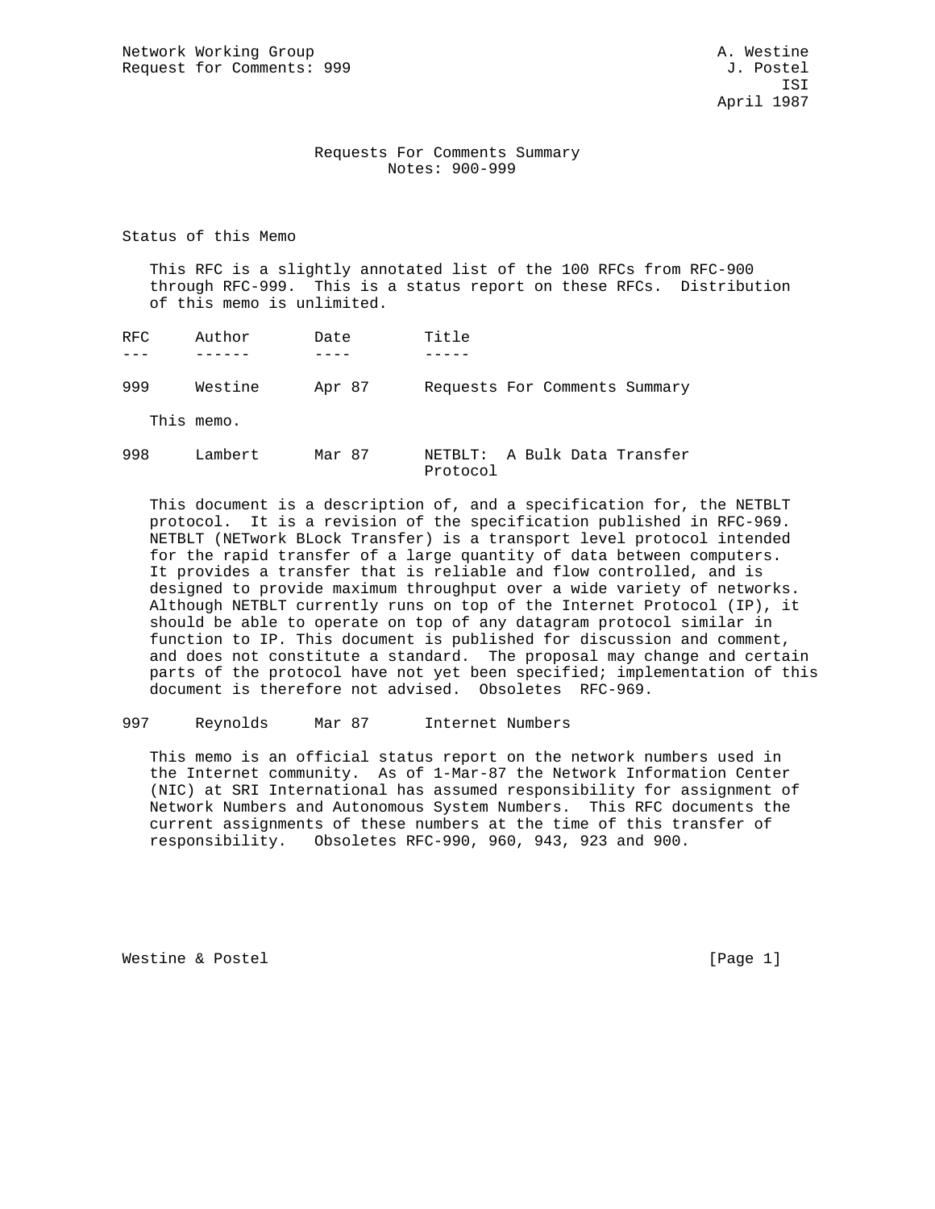Network Working Group A. Westine
Request for Comments: 999 J. Postel
ISI
April 1987

# Requests For Comments Summary
## Notes: 900-999

## Status of this Memo

This RFC is a slightly annotated list of the 100 RFCs from RFC-900 through RFC-999. This is a status report on these RFCs. Distribution of this memo is unlimited.

| RFC | Author | Date | Title |
|---|---|---|---|
| 999 | Westine | Apr 87 | Requests For Comments Summary |

This memo.

| RFC | Author | Date | Title |
|---|---|---|---|
| 998 | Lambert | Mar 87 | NETBLT: A Bulk Data Transfer Protocol |

This document is a description of, and a specification for, the NETBLT protocol. It is a revision of the specification published in RFC-969. NETBLT (NETwork BLock Transfer) is a transport level protocol intended for the rapid transfer of a large quantity of data between computers. It provides a transfer that is reliable and flow controlled, and is designed to provide maximum throughput over a wide variety of networks. Although NETBLT currently runs on top of the Internet Protocol (IP), it should be able to operate on top of any datagram protocol similar in function to IP. This document is published for discussion and comment, and does not constitute a standard. The proposal may change and certain parts of the protocol have not yet been specified; implementation of this document is therefore not advised. Obsoletes RFC-969.

| RFC | Author | Date | Title |
|---|---|---|---|
| 997 | Reynolds | Mar 87 | Internet Numbers |

This memo is an official status report on the network numbers used in the Internet community. As of 1-Mar-87 the Network Information Center (NIC) at SRI International has assumed responsibility for assignment of Network Numbers and Autonomous System Numbers. This RFC documents the current assignments of these numbers at the time of this transfer of responsibility. Obsoletes RFC-990, 960, 943, 923 and 900.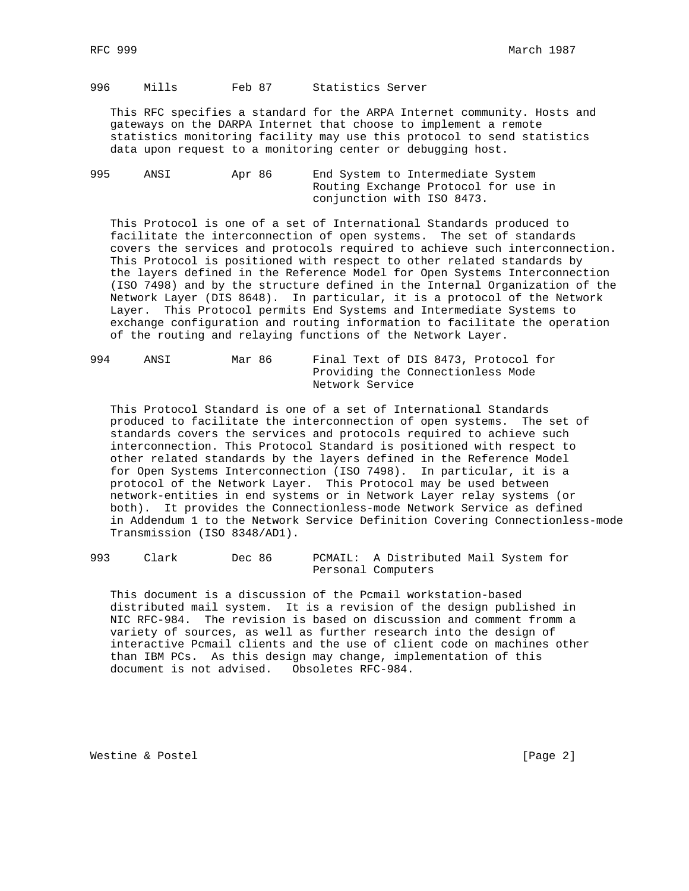996     Mills       Feb 87     Statistics Server

This RFC specifies a standard for the ARPA Internet community. Hosts and gateways on the DARPA Internet that choose to implement a remote statistics monitoring facility may use this protocol to send statistics data upon request to a monitoring center or debugging host.

995     ANSI        Apr 86     End System to Intermediate System Routing Exchange Protocol for use in conjunction with ISO 8473.

This Protocol is one of a set of International Standards produced to facilitate the interconnection of open systems. The set of standards covers the services and protocols required to achieve such interconnection. This Protocol is positioned with respect to other related standards by the layers defined in the Reference Model for Open Systems Interconnection (ISO 7498) and by the structure defined in the Internal Organization of the Network Layer (DIS 8648). In particular, it is a protocol of the Network Layer. This Protocol permits End Systems and Intermediate Systems to exchange configuration and routing information to facilitate the operation of the routing and relaying functions of the Network Layer.

994     ANSI        Mar 86     Final Text of DIS 8473, Protocol for Providing the Connectionless Mode Network Service

This Protocol Standard is one of a set of International Standards produced to facilitate the interconnection of open systems. The set of standards covers the services and protocols required to achieve such interconnection. This Protocol Standard is positioned with respect to other related standards by the layers defined in the Reference Model for Open Systems Interconnection (ISO 7498). In particular, it is a protocol of the Network Layer. This Protocol may be used between network-entities in end systems or in Network Layer relay systems (or both). It provides the Connectionless-mode Network Service as defined in Addendum 1 to the Network Service Definition Covering Connectionless-mode Transmission (ISO 8348/AD1).

993     Clark       Dec 86     PCMAIL: A Distributed Mail System for Personal Computers

This document is a discussion of the Pcmail workstation-based distributed mail system. It is a revision of the design published in NIC RFC-984. The revision is based on discussion and comment fromm a variety of sources, as well as further research into the design of interactive Pcmail clients and the use of client code on machines other than IBM PCs. As this design may change, implementation of this document is not advised. Obsoletes RFC-984.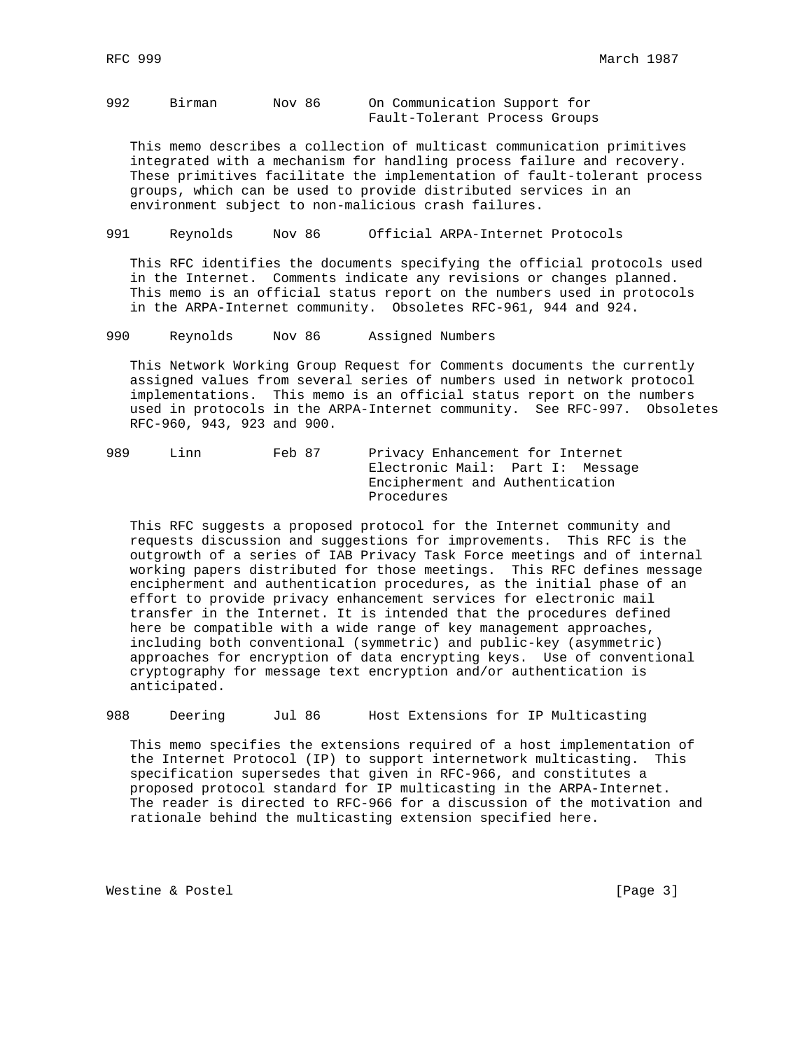992 Birman Nov 86 On Communication Support for Fault-Tolerant Process Groups

This memo describes a collection of multicast communication primitives integrated with a mechanism for handling process failure and recovery. These primitives facilitate the implementation of fault-tolerant process groups, which can be used to provide distributed services in an environment subject to non-malicious crash failures.

991 Reynolds Nov 86 Official ARPA-Internet Protocols

This RFC identifies the documents specifying the official protocols used in the Internet. Comments indicate any revisions or changes planned. This memo is an official status report on the numbers used in protocols in the ARPA-Internet community. Obsoletes RFC-961, 944 and 924.

990 Reynolds Nov 86 Assigned Numbers

This Network Working Group Request for Comments documents the currently assigned values from several series of numbers used in network protocol implementations. This memo is an official status report on the numbers used in protocols in the ARPA-Internet community. See RFC-997. Obsoletes RFC-960, 943, 923 and 900.

989 Linn Feb 87 Privacy Enhancement for Internet Electronic Mail: Part I: Message Encipherment and Authentication Procedures

This RFC suggests a proposed protocol for the Internet community and requests discussion and suggestions for improvements. This RFC is the outgrowth of a series of IAB Privacy Task Force meetings and of internal working papers distributed for those meetings. This RFC defines message encipherment and authentication procedures, as the initial phase of an effort to provide privacy enhancement services for electronic mail transfer in the Internet. It is intended that the procedures defined here be compatible with a wide range of key management approaches, including both conventional (symmetric) and public-key (asymmetric) approaches for encryption of data encrypting keys. Use of conventional cryptography for message text encryption and/or authentication is anticipated.

988 Deering Jul 86 Host Extensions for IP Multicasting

This memo specifies the extensions required of a host implementation of the Internet Protocol (IP) to support internetwork multicasting. This specification supersedes that given in RFC-966, and constitutes a proposed protocol standard for IP multicasting in the ARPA-Internet. The reader is directed to RFC-966 for a discussion of the motivation and rationale behind the multicasting extension specified here.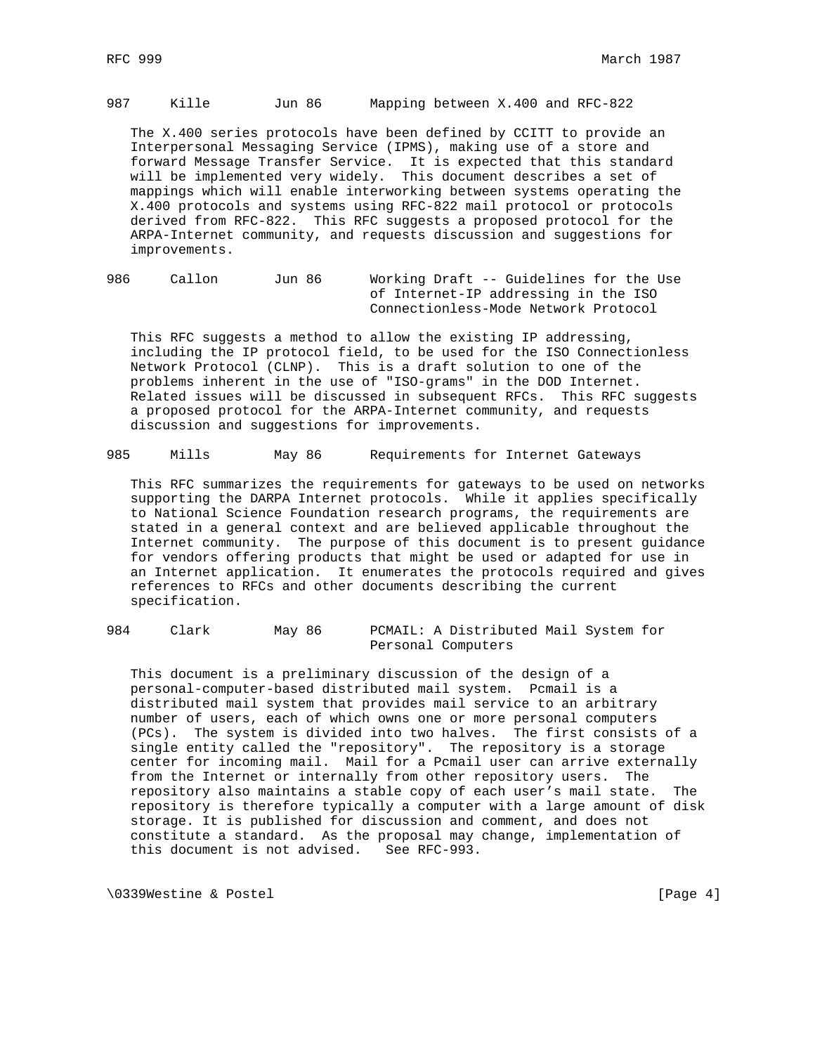987     Kille        Jun 86      Mapping between X.400 and RFC-822

The X.400 series protocols have been defined by CCITT to provide an Interpersonal Messaging Service (IPMS), making use of a store and forward Message Transfer Service. It is expected that this standard will be implemented very widely. This document describes a set of mappings which will enable interworking between systems operating the X.400 protocols and systems using RFC-822 mail protocol or protocols derived from RFC-822. This RFC suggests a proposed protocol for the ARPA-Internet community, and requests discussion and suggestions for improvements.

986     Callon       Jun 86      Working Draft -- Guidelines for the Use of Internet-IP addressing in the ISO Connectionless-Mode Network Protocol

This RFC suggests a method to allow the existing IP addressing, including the IP protocol field, to be used for the ISO Connectionless Network Protocol (CLNP). This is a draft solution to one of the problems inherent in the use of "ISO-grams" in the DOD Internet. Related issues will be discussed in subsequent RFCs. This RFC suggests a proposed protocol for the ARPA-Internet community, and requests discussion and suggestions for improvements.

985     Mills        May 86      Requirements for Internet Gateways

This RFC summarizes the requirements for gateways to be used on networks supporting the DARPA Internet protocols. While it applies specifically to National Science Foundation research programs, the requirements are stated in a general context and are believed applicable throughout the Internet community. The purpose of this document is to present guidance for vendors offering products that might be used or adapted for use in an Internet application. It enumerates the protocols required and gives references to RFCs and other documents describing the current specification.

984     Clark        May 86      PCMAIL: A Distributed Mail System for Personal Computers

This document is a preliminary discussion of the design of a personal-computer-based distributed mail system. Pcmail is a distributed mail system that provides mail service to an arbitrary number of users, each of which owns one or more personal computers (PCs). The system is divided into two halves. The first consists of a single entity called the "repository". The repository is a storage center for incoming mail. Mail for a Pcmail user can arrive externally from the Internet or internally from other repository users. The repository also maintains a stable copy of each user's mail state. The repository is therefore typically a computer with a large amount of disk storage. It is published for discussion and comment, and does not constitute a standard. As the proposal may change, implementation of this document is not advised. See RFC-993.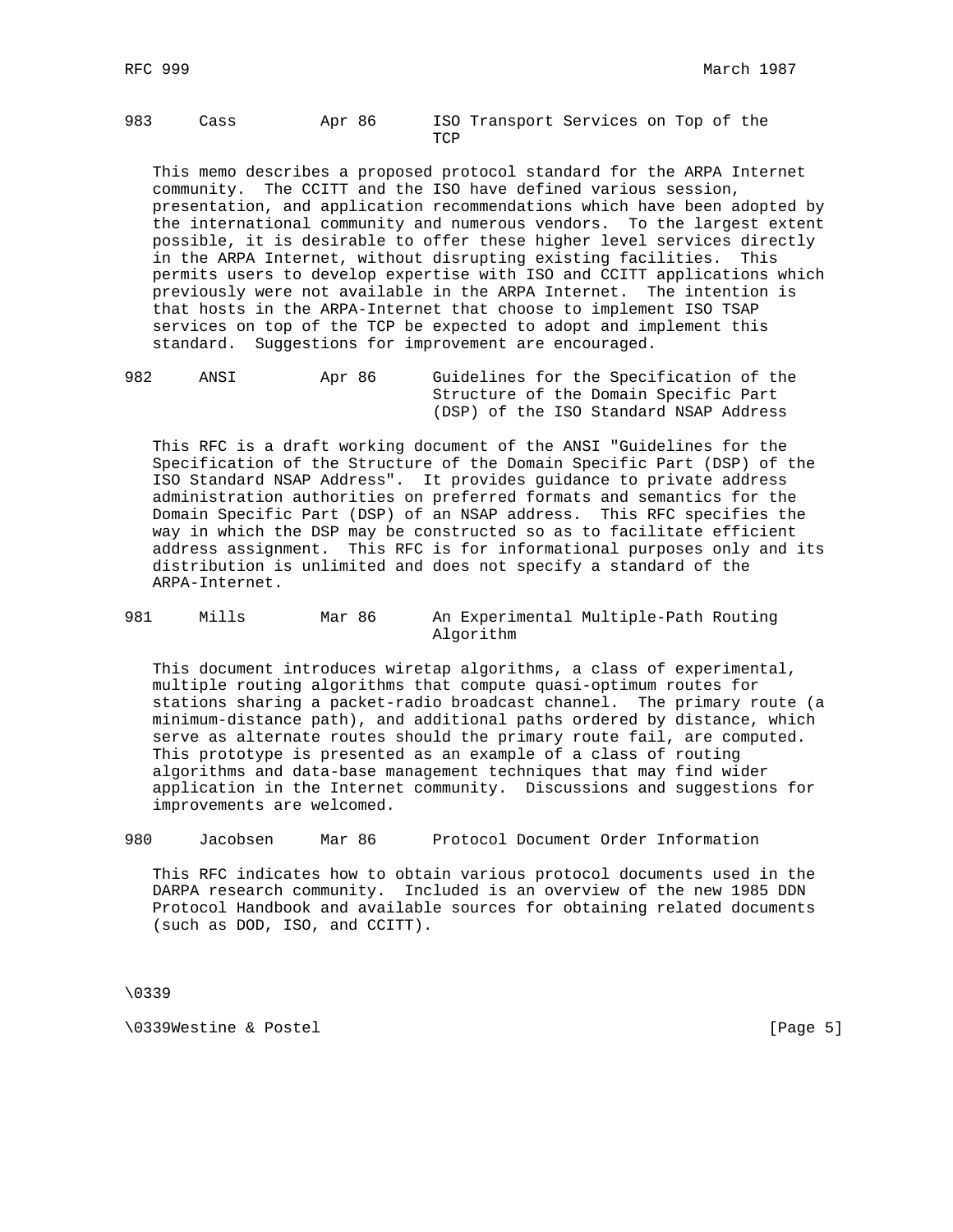983     Cass          Apr 86      ISO Transport Services on Top of the TCP

This memo describes a proposed protocol standard for the ARPA Internet community. The CCITT and the ISO have defined various session, presentation, and application recommendations which have been adopted by the international community and numerous vendors. To the largest extent possible, it is desirable to offer these higher level services directly in the ARPA Internet, without disrupting existing facilities. This permits users to develop expertise with ISO and CCITT applications which previously were not available in the ARPA Internet. The intention is that hosts in the ARPA-Internet that choose to implement ISO TSAP services on top of the TCP be expected to adopt and implement this standard. Suggestions for improvement are encouraged.

982     ANSI          Apr 86      Guidelines for the Specification of the Structure of the Domain Specific Part (DSP) of the ISO Standard NSAP Address

This RFC is a draft working document of the ANSI "Guidelines for the Specification of the Structure of the Domain Specific Part (DSP) of the ISO Standard NSAP Address". It provides guidance to private address administration authorities on preferred formats and semantics for the Domain Specific Part (DSP) of an NSAP address. This RFC specifies the way in which the DSP may be constructed so as to facilitate efficient address assignment. This RFC is for informational purposes only and its distribution is unlimited and does not specify a standard of the ARPA-Internet.

981     Mills         Mar 86      An Experimental Multiple-Path Routing Algorithm

This document introduces wiretap algorithms, a class of experimental, multiple routing algorithms that compute quasi-optimum routes for stations sharing a packet-radio broadcast channel. The primary route (a minimum-distance path), and additional paths ordered by distance, which serve as alternate routes should the primary route fail, are computed. This prototype is presented as an example of a class of routing algorithms and data-base management techniques that may find wider application in the Internet community. Discussions and suggestions for improvements are welcomed.

980     Jacobsen      Mar 86      Protocol Document Order Information

This RFC indicates how to obtain various protocol documents used in the DARPA research community. Included is an overview of the new 1985 DDN Protocol Handbook and available sources for obtaining related documents (such as DOD, ISO, and CCITT).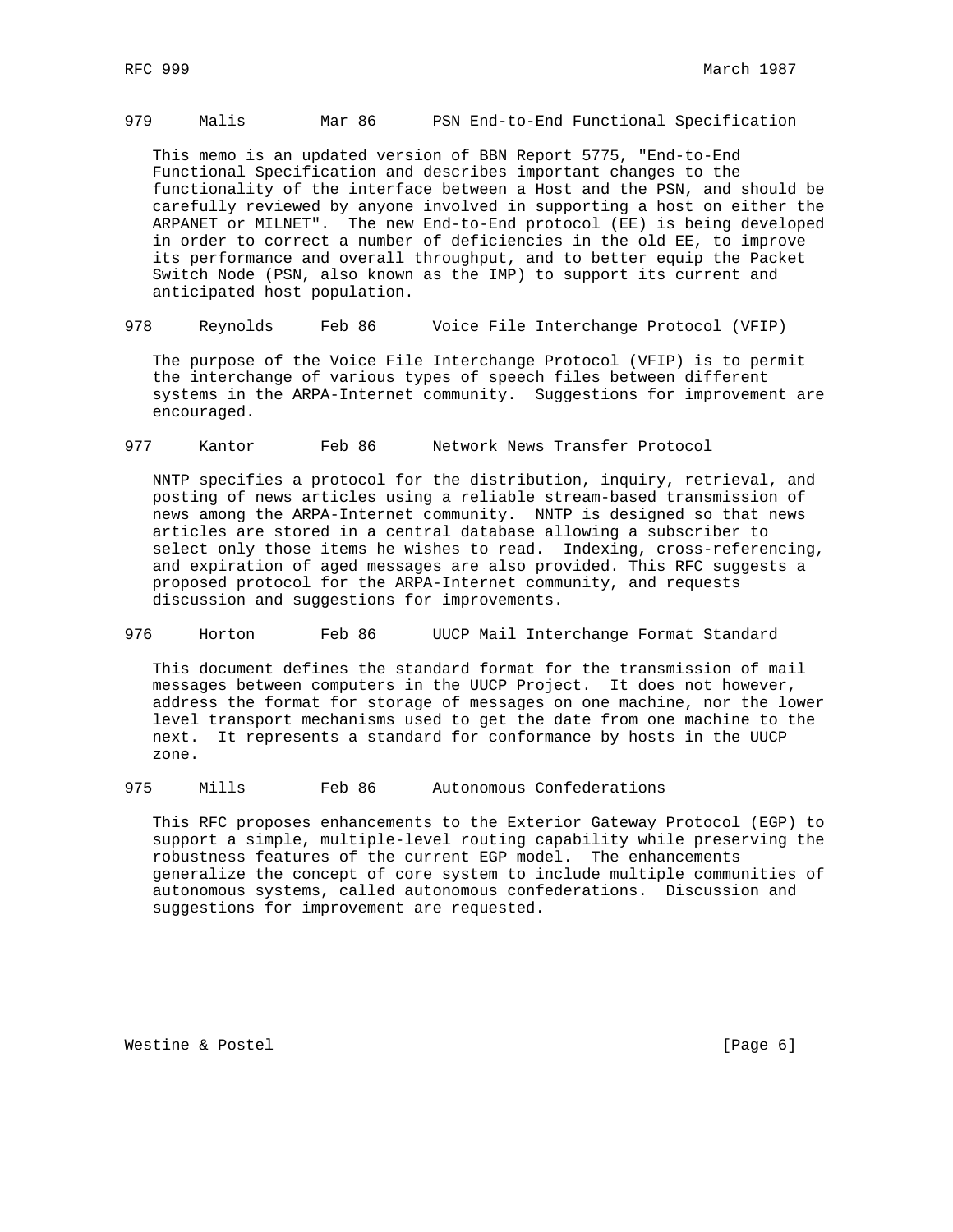979 Malis Mar 86 PSN End-to-End Functional Specification

This memo is an updated version of BBN Report 5775, "End-to-End Functional Specification and describes important changes to the functionality of the interface between a Host and the PSN, and should be carefully reviewed by anyone involved in supporting a host on either the ARPANET or MILNET". The new End-to-End protocol (EE) is being developed in order to correct a number of deficiencies in the old EE, to improve its performance and overall throughput, and to better equip the Packet Switch Node (PSN, also known as the IMP) to support its current and anticipated host population.

978 Reynolds Feb 86 Voice File Interchange Protocol (VFIP)

The purpose of the Voice File Interchange Protocol (VFIP) is to permit the interchange of various types of speech files between different systems in the ARPA-Internet community. Suggestions for improvement are encouraged.

977 Kantor Feb 86 Network News Transfer Protocol

NNTP specifies a protocol for the distribution, inquiry, retrieval, and posting of news articles using a reliable stream-based transmission of news among the ARPA-Internet community. NNTP is designed so that news articles are stored in a central database allowing a subscriber to select only those items he wishes to read. Indexing, cross-referencing, and expiration of aged messages are also provided. This RFC suggests a proposed protocol for the ARPA-Internet community, and requests discussion and suggestions for improvements.

976 Horton Feb 86 UUCP Mail Interchange Format Standard

This document defines the standard format for the transmission of mail messages between computers in the UUCP Project. It does not however, address the format for storage of messages on one machine, nor the lower level transport mechanisms used to get the date from one machine to the next. It represents a standard for conformance by hosts in the UUCP zone.

975 Mills Feb 86 Autonomous Confederations

This RFC proposes enhancements to the Exterior Gateway Protocol (EGP) to support a simple, multiple-level routing capability while preserving the robustness features of the current EGP model. The enhancements generalize the concept of core system to include multiple communities of autonomous systems, called autonomous confederations. Discussion and suggestions for improvement are requested.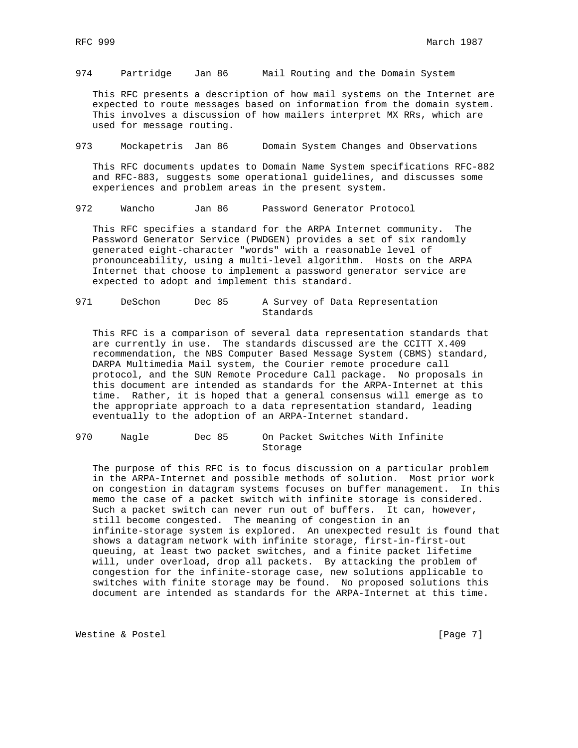974     Partridge    Jan 86      Mail Routing and the Domain System

This RFC presents a description of how mail systems on the Internet are expected to route messages based on information from the domain system. This involves a discussion of how mailers interpret MX RRs, which are used for message routing.

973     Mockapetris  Jan 86      Domain System Changes and Observations

This RFC documents updates to Domain Name System specifications RFC-882 and RFC-883, suggests some operational guidelines, and discusses some experiences and problem areas in the present system.

972     Wancho       Jan 86      Password Generator Protocol

This RFC specifies a standard for the ARPA Internet community. The Password Generator Service (PWDGEN) provides a set of six randomly generated eight-character "words" with a reasonable level of pronounceability, using a multi-level algorithm. Hosts on the ARPA Internet that choose to implement a password generator service are expected to adopt and implement this standard.

971     DeSchon      Dec 85      A Survey of Data Representation Standards

This RFC is a comparison of several data representation standards that are currently in use. The standards discussed are the CCITT X.409 recommendation, the NBS Computer Based Message System (CBMS) standard, DARPA Multimedia Mail system, the Courier remote procedure call protocol, and the SUN Remote Procedure Call package. No proposals in this document are intended as standards for the ARPA-Internet at this time. Rather, it is hoped that a general consensus will emerge as to the appropriate approach to a data representation standard, leading eventually to the adoption of an ARPA-Internet standard.

970     Nagle        Dec 85      On Packet Switches With Infinite Storage

The purpose of this RFC is to focus discussion on a particular problem in the ARPA-Internet and possible methods of solution. Most prior work on congestion in datagram systems focuses on buffer management. In this memo the case of a packet switch with infinite storage is considered. Such a packet switch can never run out of buffers. It can, however, still become congested. The meaning of congestion in an infinite-storage system is explored. An unexpected result is found that shows a datagram network with infinite storage, first-in-first-out queuing, at least two packet switches, and a finite packet lifetime will, under overload, drop all packets. By attacking the problem of congestion for the infinite-storage case, new solutions applicable to switches with finite storage may be found. No proposed solutions this document are intended as standards for the ARPA-Internet at this time.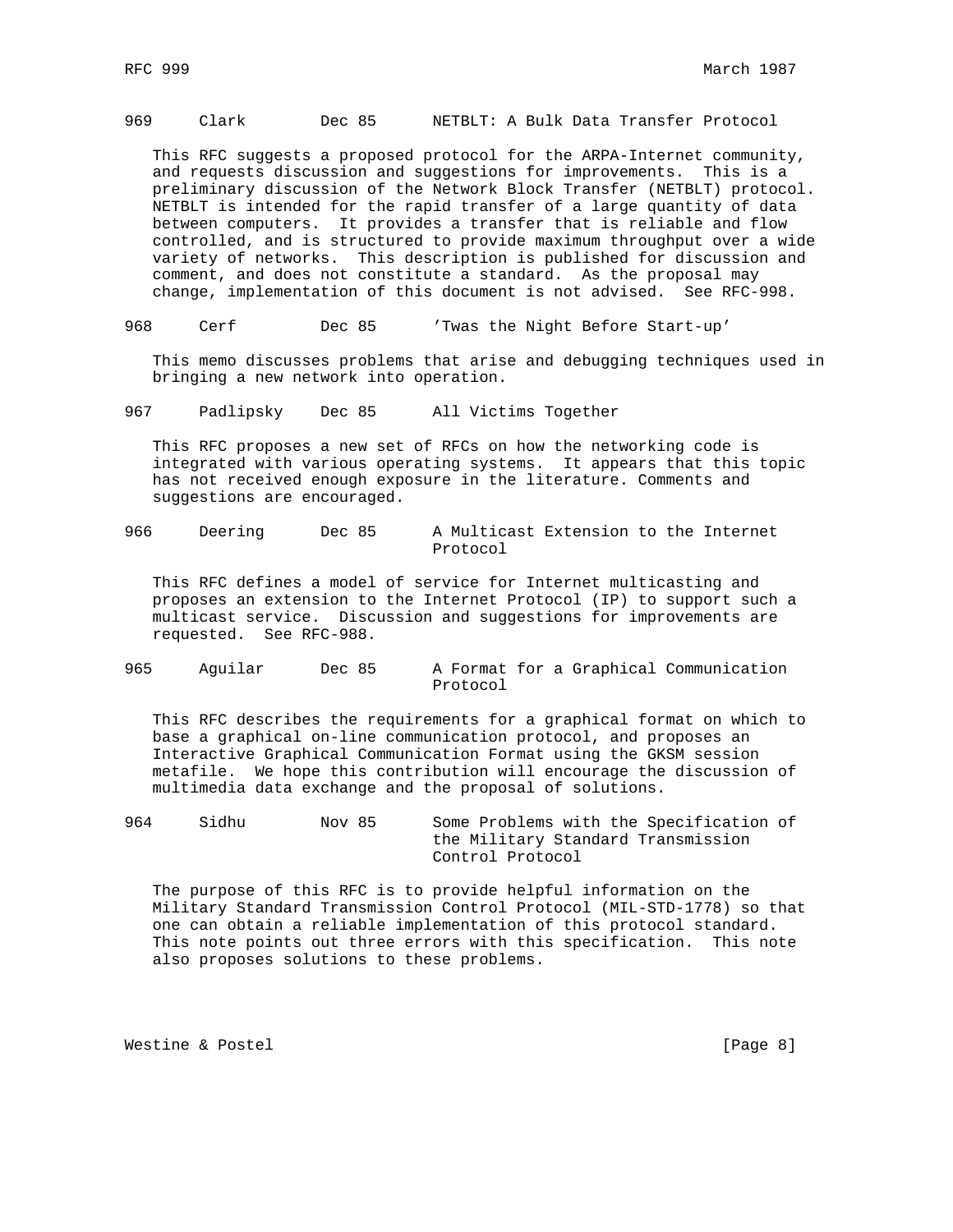969 Clark Dec 85 NETBLT: A Bulk Data Transfer Protocol

This RFC suggests a proposed protocol for the ARPA-Internet community, and requests discussion and suggestions for improvements. This is a preliminary discussion of the Network Block Transfer (NETBLT) protocol. NETBLT is intended for the rapid transfer of a large quantity of data between computers. It provides a transfer that is reliable and flow controlled, and is structured to provide maximum throughput over a wide variety of networks. This description is published for discussion and comment, and does not constitute a standard. As the proposal may change, implementation of this document is not advised. See RFC-998.

968 Cerf Dec 85 'Twas the Night Before Start-up'

This memo discusses problems that arise and debugging techniques used in bringing a new network into operation.

967 Padlipsky Dec 85 All Victims Together

This RFC proposes a new set of RFCs on how the networking code is integrated with various operating systems. It appears that this topic has not received enough exposure in the literature. Comments and suggestions are encouraged.

966 Deering Dec 85 A Multicast Extension to the Internet Protocol

This RFC defines a model of service for Internet multicasting and proposes an extension to the Internet Protocol (IP) to support such a multicast service. Discussion and suggestions for improvements are requested. See RFC-988.

965 Aguilar Dec 85 A Format for a Graphical Communication Protocol

This RFC describes the requirements for a graphical format on which to base a graphical on-line communication protocol, and proposes an Interactive Graphical Communication Format using the GKSM session metafile. We hope this contribution will encourage the discussion of multimedia data exchange and the proposal of solutions.

964 Sidhu Nov 85 Some Problems with the Specification of the Military Standard Transmission Control Protocol

The purpose of this RFC is to provide helpful information on the Military Standard Transmission Control Protocol (MIL-STD-1778) so that one can obtain a reliable implementation of this protocol standard. This note points out three errors with this specification. This note also proposes solutions to these problems.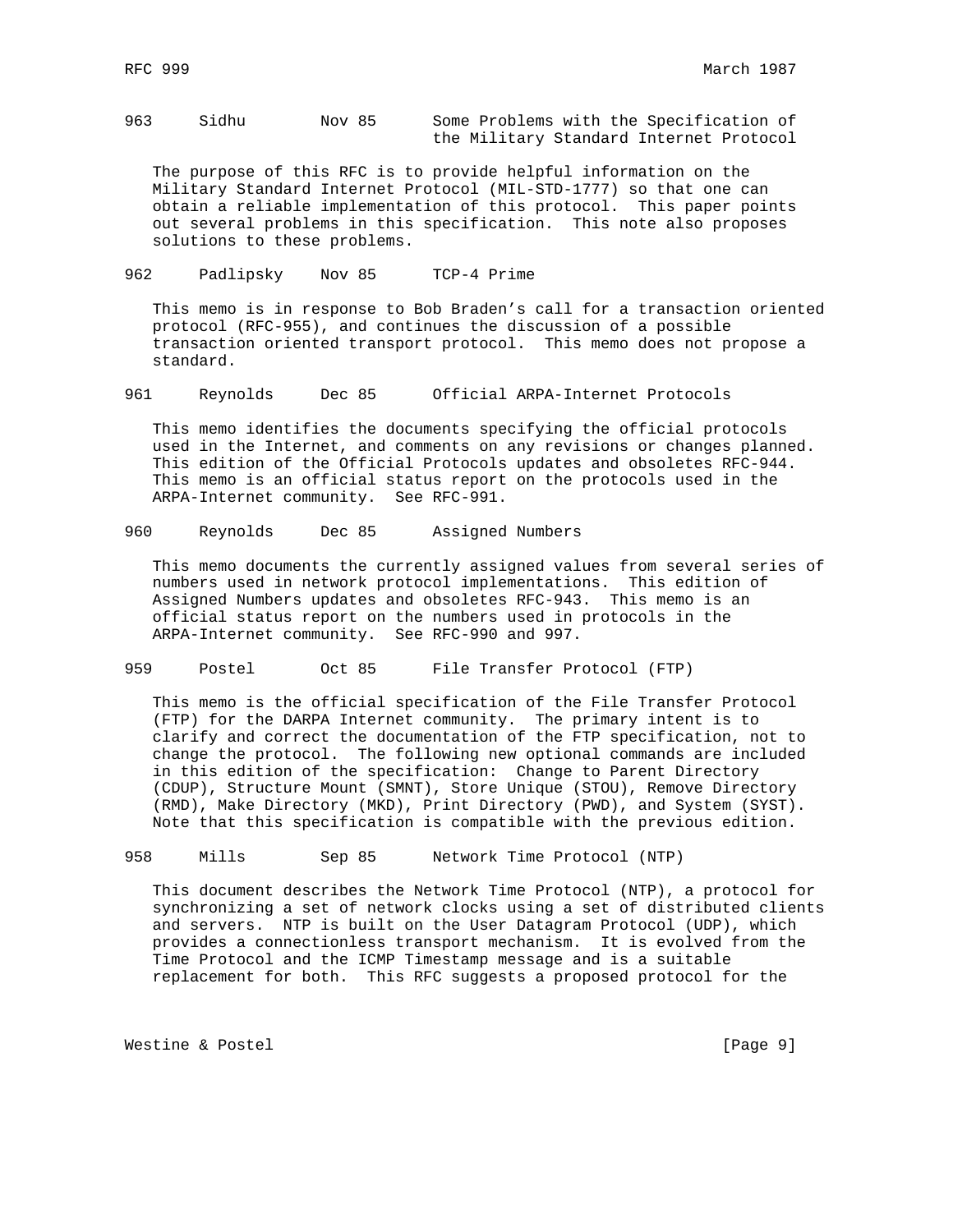963     Sidhu       Nov 85      Some Problems with the Specification of the Military Standard Internet Protocol

The purpose of this RFC is to provide helpful information on the Military Standard Internet Protocol (MIL-STD-1777) so that one can obtain a reliable implementation of this protocol. This paper points out several problems in this specification. This note also proposes solutions to these problems.

962     Padlipsky   Nov 85      TCP-4 Prime

This memo is in response to Bob Braden's call for a transaction oriented protocol (RFC-955), and continues the discussion of a possible transaction oriented transport protocol. This memo does not propose a standard.

961     Reynolds    Dec 85      Official ARPA-Internet Protocols

This memo identifies the documents specifying the official protocols used in the Internet, and comments on any revisions or changes planned. This edition of the Official Protocols updates and obsoletes RFC-944. This memo is an official status report on the protocols used in the ARPA-Internet community. See RFC-991.

960     Reynolds    Dec 85      Assigned Numbers

This memo documents the currently assigned values from several series of numbers used in network protocol implementations. This edition of Assigned Numbers updates and obsoletes RFC-943. This memo is an official status report on the numbers used in protocols in the ARPA-Internet community. See RFC-990 and 997.

959     Postel      Oct 85      File Transfer Protocol (FTP)

This memo is the official specification of the File Transfer Protocol (FTP) for the DARPA Internet community. The primary intent is to clarify and correct the documentation of the FTP specification, not to change the protocol. The following new optional commands are included in this edition of the specification: Change to Parent Directory (CDUP), Structure Mount (SMNT), Store Unique (STOU), Remove Directory (RMD), Make Directory (MKD), Print Directory (PWD), and System (SYST). Note that this specification is compatible with the previous edition.

958     Mills       Sep 85      Network Time Protocol (NTP)

This document describes the Network Time Protocol (NTP), a protocol for synchronizing a set of network clocks using a set of distributed clients and servers. NTP is built on the User Datagram Protocol (UDP), which provides a connectionless transport mechanism. It is evolved from the Time Protocol and the ICMP Timestamp message and is a suitable replacement for both. This RFC suggests a proposed protocol for the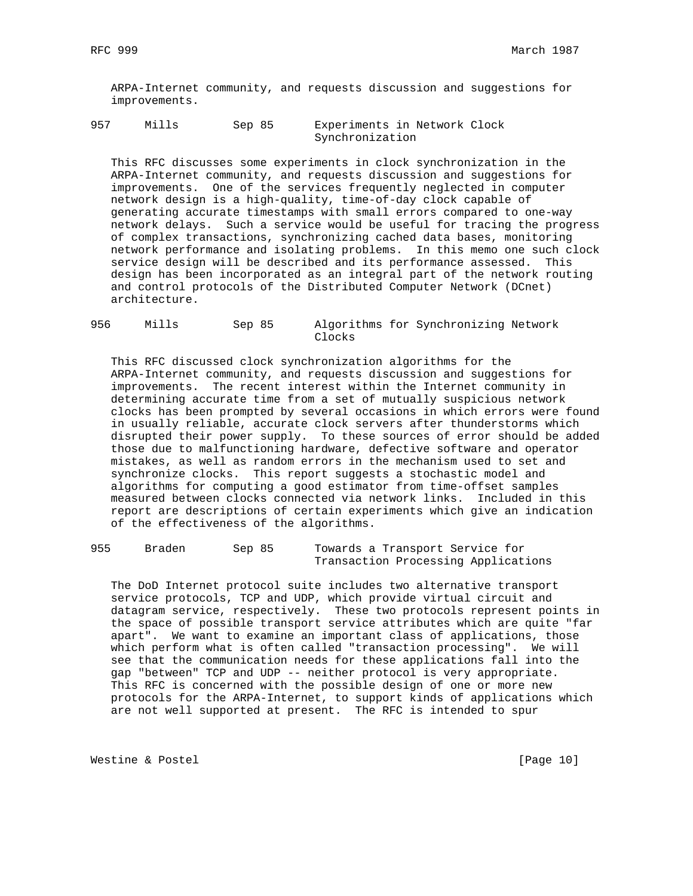ARPA-Internet community, and requests discussion and suggestions for improvements.

957 Mills Sep 85 Experiments in Network Clock Synchronization

This RFC discusses some experiments in clock synchronization in the ARPA-Internet community, and requests discussion and suggestions for improvements. One of the services frequently neglected in computer network design is a high-quality, time-of-day clock capable of generating accurate timestamps with small errors compared to one-way network delays. Such a service would be useful for tracing the progress of complex transactions, synchronizing cached data bases, monitoring network performance and isolating problems. In this memo one such clock service design will be described and its performance assessed. This design has been incorporated as an integral part of the network routing and control protocols of the Distributed Computer Network (DCnet) architecture.

956 Mills Sep 85 Algorithms for Synchronizing Network Clocks

This RFC discussed clock synchronization algorithms for the ARPA-Internet community, and requests discussion and suggestions for improvements. The recent interest within the Internet community in determining accurate time from a set of mutually suspicious network clocks has been prompted by several occasions in which errors were found in usually reliable, accurate clock servers after thunderstorms which disrupted their power supply. To these sources of error should be added those due to malfunctioning hardware, defective software and operator mistakes, as well as random errors in the mechanism used to set and synchronize clocks. This report suggests a stochastic model and algorithms for computing a good estimator from time-offset samples measured between clocks connected via network links. Included in this report are descriptions of certain experiments which give an indication of the effectiveness of the algorithms.

955 Braden Sep 85 Towards a Transport Service for Transaction Processing Applications

The DoD Internet protocol suite includes two alternative transport service protocols, TCP and UDP, which provide virtual circuit and datagram service, respectively. These two protocols represent points in the space of possible transport service attributes which are quite "far apart". We want to examine an important class of applications, those which perform what is often called "transaction processing". We will see that the communication needs for these applications fall into the gap "between" TCP and UDP -- neither protocol is very appropriate. This RFC is concerned with the possible design of one or more new protocols for the ARPA-Internet, to support kinds of applications which are not well supported at present. The RFC is intended to spur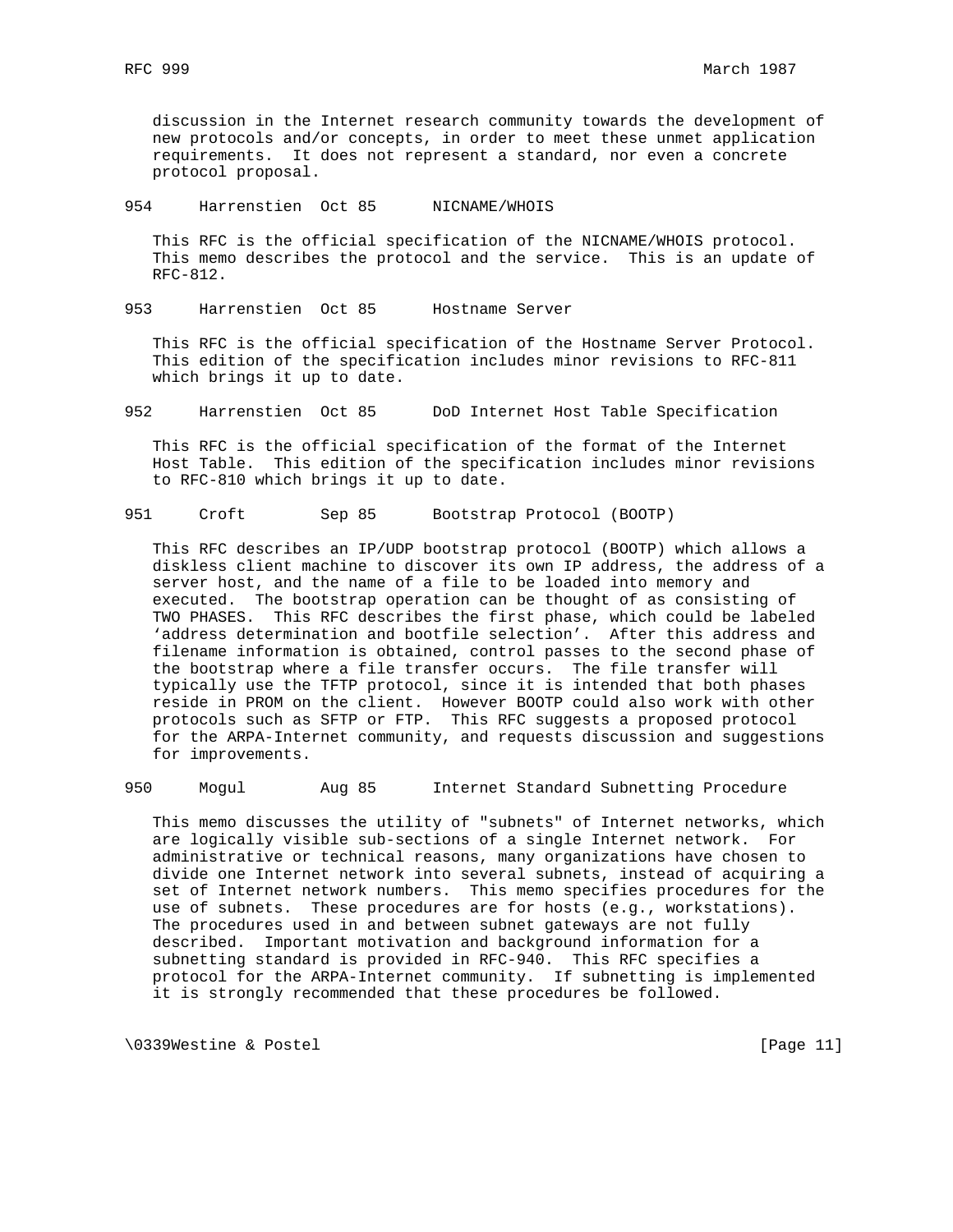discussion in the Internet research community towards the development of new protocols and/or concepts, in order to meet these unmet application requirements. It does not represent a standard, nor even a concrete protocol proposal.

954 Harrenstien Oct 85 NICNAME/WHOIS

This RFC is the official specification of the NICNAME/WHOIS protocol. This memo describes the protocol and the service. This is an update of RFC-812.

953 Harrenstien Oct 85 Hostname Server

This RFC is the official specification of the Hostname Server Protocol. This edition of the specification includes minor revisions to RFC-811 which brings it up to date.

952 Harrenstien Oct 85 DoD Internet Host Table Specification

This RFC is the official specification of the format of the Internet Host Table. This edition of the specification includes minor revisions to RFC-810 which brings it up to date.

951 Croft Sep 85 Bootstrap Protocol (BOOTP)

This RFC describes an IP/UDP bootstrap protocol (BOOTP) which allows a diskless client machine to discover its own IP address, the address of a server host, and the name of a file to be loaded into memory and executed. The bootstrap operation can be thought of as consisting of TWO PHASES. This RFC describes the first phase, which could be labeled 'address determination and bootfile selection'. After this address and filename information is obtained, control passes to the second phase of the bootstrap where a file transfer occurs. The file transfer will typically use the TFTP protocol, since it is intended that both phases reside in PROM on the client. However BOOTP could also work with other protocols such as SFTP or FTP. This RFC suggests a proposed protocol for the ARPA-Internet community, and requests discussion and suggestions for improvements.

950 Mogul Aug 85 Internet Standard Subnetting Procedure

This memo discusses the utility of "subnets" of Internet networks, which are logically visible sub-sections of a single Internet network. For administrative or technical reasons, many organizations have chosen to divide one Internet network into several subnets, instead of acquiring a set of Internet network numbers. This memo specifies procedures for the use of subnets. These procedures are for hosts (e.g., workstations). The procedures used in and between subnet gateways are not fully described. Important motivation and background information for a subnetting standard is provided in RFC-940. This RFC specifies a protocol for the ARPA-Internet community. If subnetting is implemented it is strongly recommended that these procedures be followed.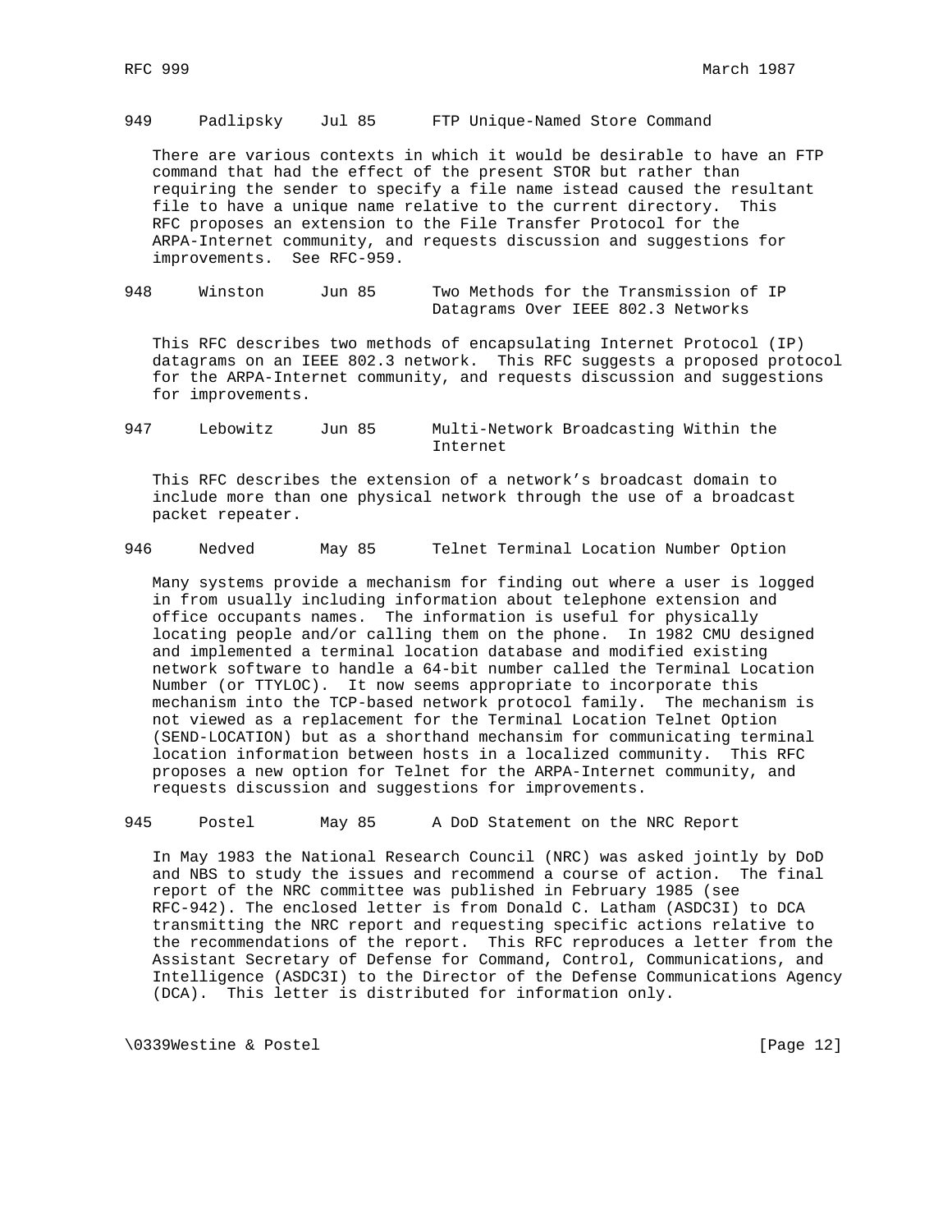949     Padlipsky    Jul 85      FTP Unique-Named Store Command

There are various contexts in which it would be desirable to have an FTP command that had the effect of the present STOR but rather than requiring the sender to specify a file name istead caused the resultant file to have a unique name relative to the current directory. This RFC proposes an extension to the File Transfer Protocol for the ARPA-Internet community, and requests discussion and suggestions for improvements. See RFC-959.

948     Winston      Jun 85      Two Methods for the Transmission of IP Datagrams Over IEEE 802.3 Networks

This RFC describes two methods of encapsulating Internet Protocol (IP) datagrams on an IEEE 802.3 network. This RFC suggests a proposed protocol for the ARPA-Internet community, and requests discussion and suggestions for improvements.

947     Lebowitz     Jun 85      Multi-Network Broadcasting Within the Internet

This RFC describes the extension of a network's broadcast domain to include more than one physical network through the use of a broadcast packet repeater.

946     Nedved       May 85      Telnet Terminal Location Number Option

Many systems provide a mechanism for finding out where a user is logged in from usually including information about telephone extension and office occupants names. The information is useful for physically locating people and/or calling them on the phone. In 1982 CMU designed and implemented a terminal location database and modified existing network software to handle a 64-bit number called the Terminal Location Number (or TTYLOC). It now seems appropriate to incorporate this mechanism into the TCP-based network protocol family. The mechanism is not viewed as a replacement for the Terminal Location Telnet Option (SEND-LOCATION) but as a shorthand mechansim for communicating terminal location information between hosts in a localized community. This RFC proposes a new option for Telnet for the ARPA-Internet community, and requests discussion and suggestions for improvements.

945     Postel       May 85      A DoD Statement on the NRC Report

In May 1983 the National Research Council (NRC) was asked jointly by DoD and NBS to study the issues and recommend a course of action. The final report of the NRC committee was published in February 1985 (see RFC-942). The enclosed letter is from Donald C. Latham (ASDC3I) to DCA transmitting the NRC report and requesting specific actions relative to the recommendations of the report. This RFC reproduces a letter from the Assistant Secretary of Defense for Command, Control, Communications, and Intelligence (ASDC3I) to the Director of the Defense Communications Agency (DCA). This letter is distributed for information only.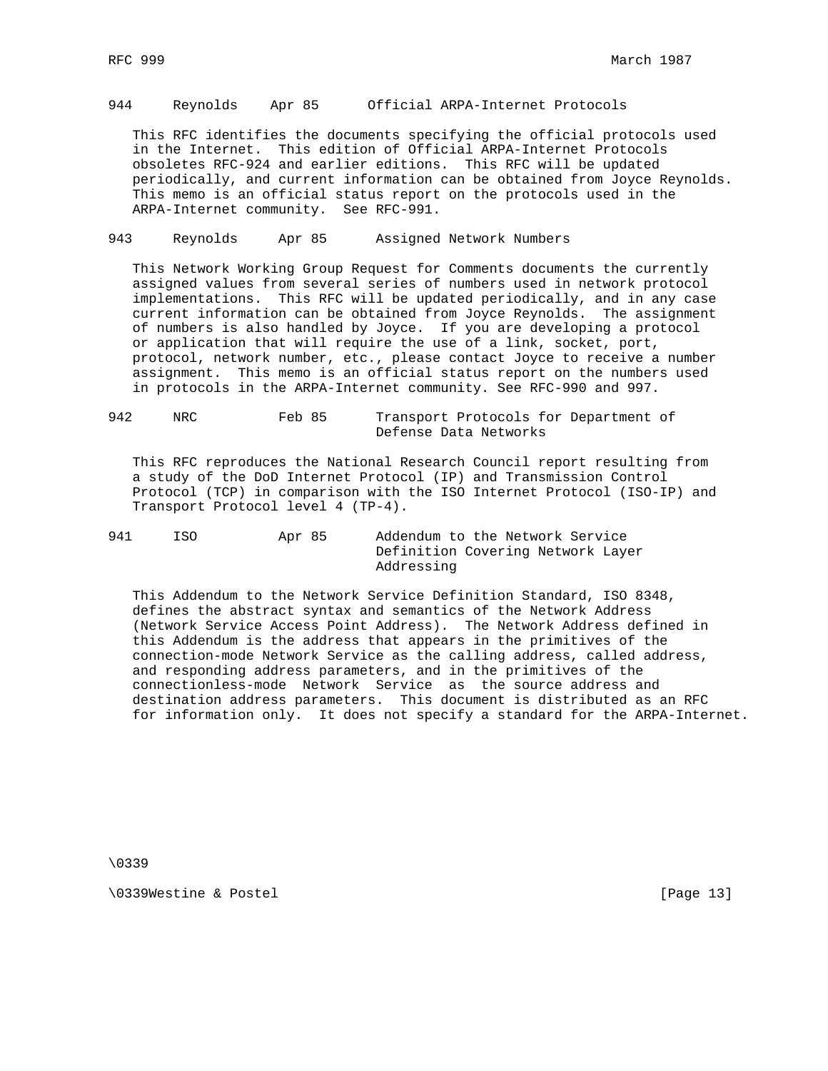944 Reynolds Apr 85 Official ARPA-Internet Protocols

This RFC identifies the documents specifying the official protocols used in the Internet. This edition of Official ARPA-Internet Protocols obsoletes RFC-924 and earlier editions. This RFC will be updated periodically, and current information can be obtained from Joyce Reynolds. This memo is an official status report on the protocols used in the ARPA-Internet community. See RFC-991.

943 Reynolds Apr 85 Assigned Network Numbers

This Network Working Group Request for Comments documents the currently assigned values from several series of numbers used in network protocol implementations. This RFC will be updated periodically, and in any case current information can be obtained from Joyce Reynolds. The assignment of numbers is also handled by Joyce. If you are developing a protocol or application that will require the use of a link, socket, port, protocol, network number, etc., please contact Joyce to receive a number assignment. This memo is an official status report on the numbers used in protocols in the ARPA-Internet community. See RFC-990 and 997.

942 NRC Feb 85 Transport Protocols for Department of Defense Data Networks

This RFC reproduces the National Research Council report resulting from a study of the DoD Internet Protocol (IP) and Transmission Control Protocol (TCP) in comparison with the ISO Internet Protocol (ISO-IP) and Transport Protocol level 4 (TP-4).

941 ISO Apr 85 Addendum to the Network Service Definition Covering Network Layer Addressing

This Addendum to the Network Service Definition Standard, ISO 8348, defines the abstract syntax and semantics of the Network Address (Network Service Access Point Address). The Network Address defined in this Addendum is the address that appears in the primitives of the connection-mode Network Service as the calling address, called address, and responding address parameters, and in the primitives of the connectionless-mode Network Service as the source address and destination address parameters. This document is distributed as an RFC for information only. It does not specify a standard for the ARPA-Internet.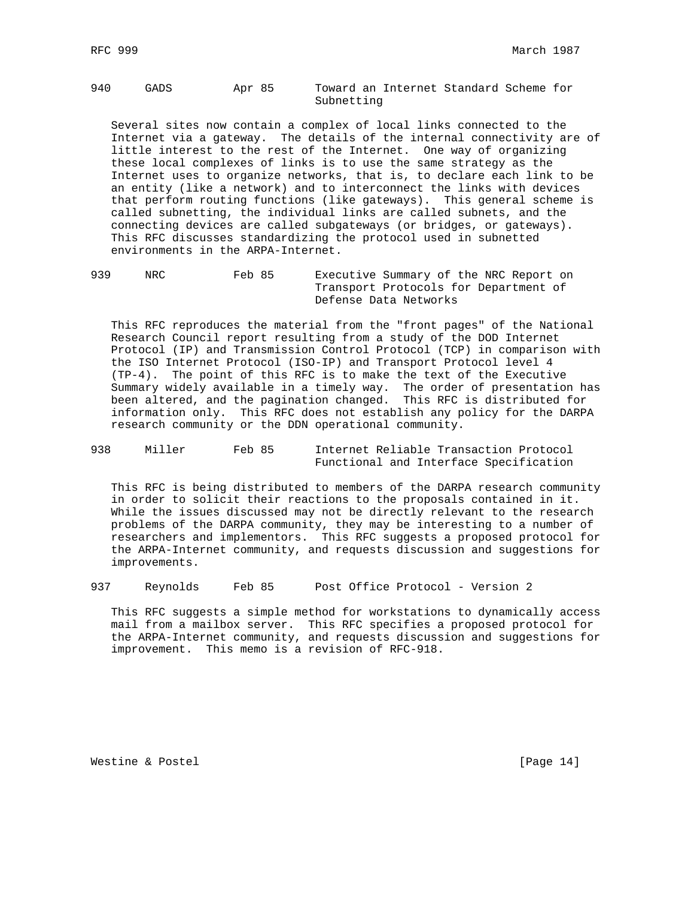940     GADS          Apr 85      Toward an Internet Standard Scheme for Subnetting

Several sites now contain a complex of local links connected to the Internet via a gateway. The details of the internal connectivity are of little interest to the rest of the Internet. One way of organizing these local complexes of links is to use the same strategy as the Internet uses to organize networks, that is, to declare each link to be an entity (like a network) and to interconnect the links with devices that perform routing functions (like gateways). This general scheme is called subnetting, the individual links are called subnets, and the connecting devices are called subgateways (or bridges, or gateways). This RFC discusses standardizing the protocol used in subnetted environments in the ARPA-Internet.

939     NRC           Feb 85      Executive Summary of the NRC Report on Transport Protocols for Department of Defense Data Networks

This RFC reproduces the material from the "front pages" of the National Research Council report resulting from a study of the DOD Internet Protocol (IP) and Transmission Control Protocol (TCP) in comparison with the ISO Internet Protocol (ISO-IP) and Transport Protocol level 4 (TP-4). The point of this RFC is to make the text of the Executive Summary widely available in a timely way. The order of presentation has been altered, and the pagination changed. This RFC is distributed for information only. This RFC does not establish any policy for the DARPA research community or the DDN operational community.

938     Miller        Feb 85      Internet Reliable Transaction Protocol Functional and Interface Specification

This RFC is being distributed to members of the DARPA research community in order to solicit their reactions to the proposals contained in it. While the issues discussed may not be directly relevant to the research problems of the DARPA community, they may be interesting to a number of researchers and implementors. This RFC suggests a proposed protocol for the ARPA-Internet community, and requests discussion and suggestions for improvements.

937     Reynolds      Feb 85      Post Office Protocol - Version 2

This RFC suggests a simple method for workstations to dynamically access mail from a mailbox server. This RFC specifies a proposed protocol for the ARPA-Internet community, and requests discussion and suggestions for improvement. This memo is a revision of RFC-918.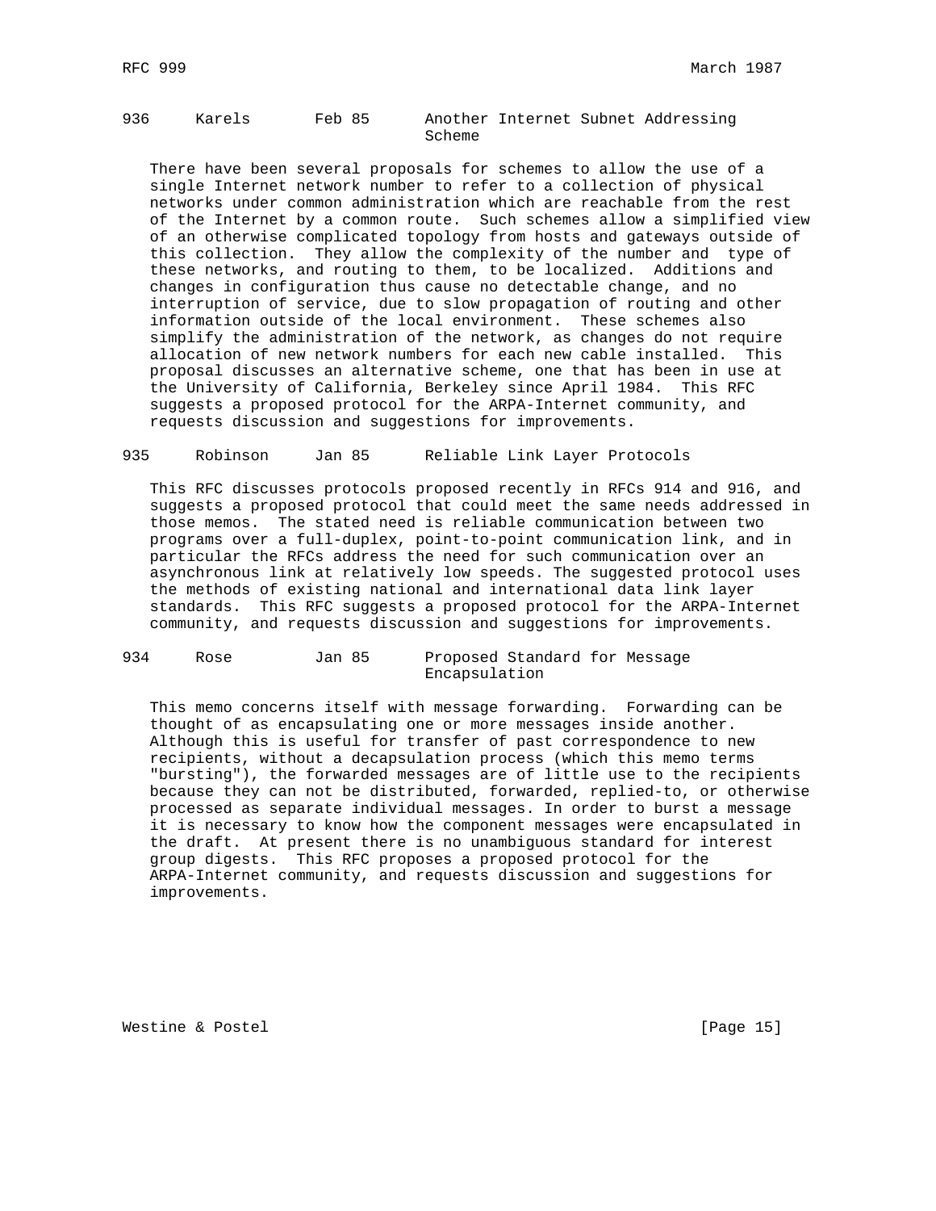936 Karels Feb 85 Another Internet Subnet Addressing Scheme

There have been several proposals for schemes to allow the use of a single Internet network number to refer to a collection of physical networks under common administration which are reachable from the rest of the Internet by a common route. Such schemes allow a simplified view of an otherwise complicated topology from hosts and gateways outside of this collection. They allow the complexity of the number and type of these networks, and routing to them, to be localized. Additions and changes in configuration thus cause no detectable change, and no interruption of service, due to slow propagation of routing and other information outside of the local environment. These schemes also simplify the administration of the network, as changes do not require allocation of new network numbers for each new cable installed. This proposal discusses an alternative scheme, one that has been in use at the University of California, Berkeley since April 1984. This RFC suggests a proposed protocol for the ARPA-Internet community, and requests discussion and suggestions for improvements.

935 Robinson Jan 85 Reliable Link Layer Protocols

This RFC discusses protocols proposed recently in RFCs 914 and 916, and suggests a proposed protocol that could meet the same needs addressed in those memos. The stated need is reliable communication between two programs over a full-duplex, point-to-point communication link, and in particular the RFCs address the need for such communication over an asynchronous link at relatively low speeds. The suggested protocol uses the methods of existing national and international data link layer standards. This RFC suggests a proposed protocol for the ARPA-Internet community, and requests discussion and suggestions for improvements.

934 Rose Jan 85 Proposed Standard for Message Encapsulation

This memo concerns itself with message forwarding. Forwarding can be thought of as encapsulating one or more messages inside another. Although this is useful for transfer of past correspondence to new recipients, without a decapsulation process (which this memo terms "bursting"), the forwarded messages are of little use to the recipients because they can not be distributed, forwarded, replied-to, or otherwise processed as separate individual messages. In order to burst a message it is necessary to know how the component messages were encapsulated in the draft. At present there is no unambiguous standard for interest group digests. This RFC proposes a proposed protocol for the ARPA-Internet community, and requests discussion and suggestions for improvements.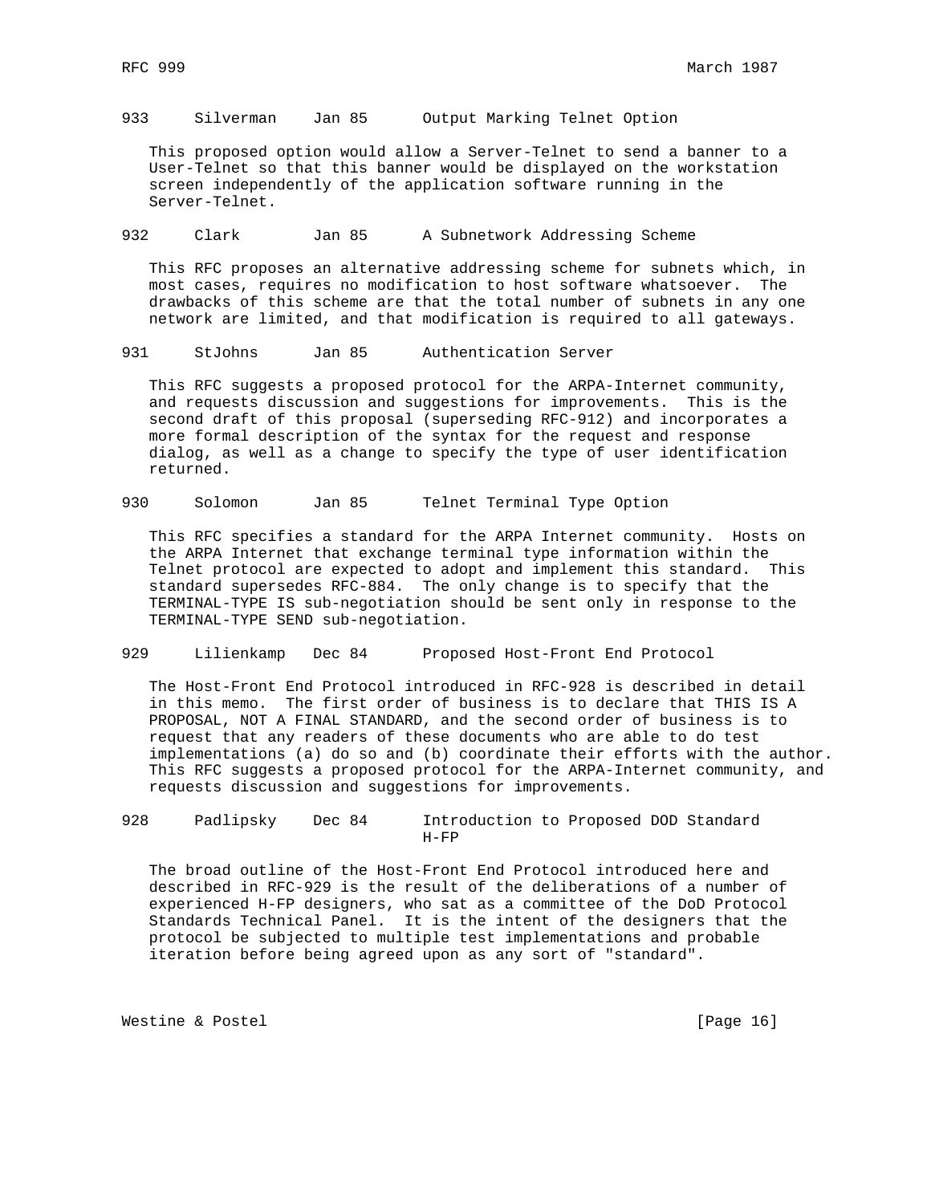933 Silverman Jan 85 Output Marking Telnet Option

This proposed option would allow a Server-Telnet to send a banner to a User-Telnet so that this banner would be displayed on the workstation screen independently of the application software running in the Server-Telnet.

932 Clark Jan 85 A Subnetwork Addressing Scheme

This RFC proposes an alternative addressing scheme for subnets which, in most cases, requires no modification to host software whatsoever. The drawbacks of this scheme are that the total number of subnets in any one network are limited, and that modification is required to all gateways.

931 StJohns Jan 85 Authentication Server

This RFC suggests a proposed protocol for the ARPA-Internet community, and requests discussion and suggestions for improvements. This is the second draft of this proposal (superseding RFC-912) and incorporates a more formal description of the syntax for the request and response dialog, as well as a change to specify the type of user identification returned.

930 Solomon Jan 85 Telnet Terminal Type Option

This RFC specifies a standard for the ARPA Internet community. Hosts on the ARPA Internet that exchange terminal type information within the Telnet protocol are expected to adopt and implement this standard. This standard supersedes RFC-884. The only change is to specify that the TERMINAL-TYPE IS sub-negotiation should be sent only in response to the TERMINAL-TYPE SEND sub-negotiation.

929 Lilienkamp Dec 84 Proposed Host-Front End Protocol

The Host-Front End Protocol introduced in RFC-928 is described in detail in this memo. The first order of business is to declare that THIS IS A PROPOSAL, NOT A FINAL STANDARD, and the second order of business is to request that any readers of these documents who are able to do test implementations (a) do so and (b) coordinate their efforts with the author. This RFC suggests a proposed protocol for the ARPA-Internet community, and requests discussion and suggestions for improvements.

928 Padlipsky Dec 84 Introduction to Proposed DOD Standard H-FP

The broad outline of the Host-Front End Protocol introduced here and described in RFC-929 is the result of the deliberations of a number of experienced H-FP designers, who sat as a committee of the DoD Protocol Standards Technical Panel. It is the intent of the designers that the protocol be subjected to multiple test implementations and probable iteration before being agreed upon as any sort of "standard".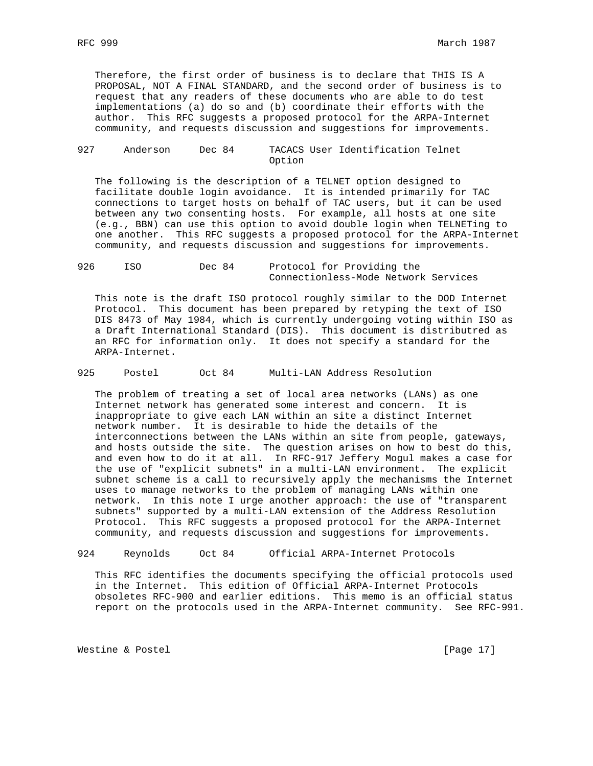Therefore, the first order of business is to declare that THIS IS A PROPOSAL, NOT A FINAL STANDARD, and the second order of business is to request that any readers of these documents who are able to do test implementations (a) do so and (b) coordinate their efforts with the author. This RFC suggests a proposed protocol for the ARPA-Internet community, and requests discussion and suggestions for improvements.

927 Anderson Dec 84 TACACS User Identification Telnet Option

The following is the description of a TELNET option designed to facilitate double login avoidance. It is intended primarily for TAC connections to target hosts on behalf of TAC users, but it can be used between any two consenting hosts. For example, all hosts at one site (e.g., BBN) can use this option to avoid double login when TELNETing to one another. This RFC suggests a proposed protocol for the ARPA-Internet community, and requests discussion and suggestions for improvements.

926 ISO Dec 84 Protocol for Providing the Connectionless-Mode Network Services

This note is the draft ISO protocol roughly similar to the DOD Internet Protocol. This document has been prepared by retyping the text of ISO DIS 8473 of May 1984, which is currently undergoing voting within ISO as a Draft International Standard (DIS). This document is distributred as an RFC for information only. It does not specify a standard for the ARPA-Internet.

925 Postel Oct 84 Multi-LAN Address Resolution

The problem of treating a set of local area networks (LANs) as one Internet network has generated some interest and concern. It is inappropriate to give each LAN within an site a distinct Internet network number. It is desirable to hide the details of the interconnections between the LANs within an site from people, gateways, and hosts outside the site. The question arises on how to best do this, and even how to do it at all. In RFC-917 Jeffery Mogul makes a case for the use of "explicit subnets" in a multi-LAN environment. The explicit subnet scheme is a call to recursively apply the mechanisms the Internet uses to manage networks to the problem of managing LANs within one network. In this note I urge another approach: the use of "transparent subnets" supported by a multi-LAN extension of the Address Resolution Protocol. This RFC suggests a proposed protocol for the ARPA-Internet community, and requests discussion and suggestions for improvements.

924 Reynolds Oct 84 Official ARPA-Internet Protocols

This RFC identifies the documents specifying the official protocols used in the Internet. This edition of Official ARPA-Internet Protocols obsoletes RFC-900 and earlier editions. This memo is an official status report on the protocols used in the ARPA-Internet community. See RFC-991.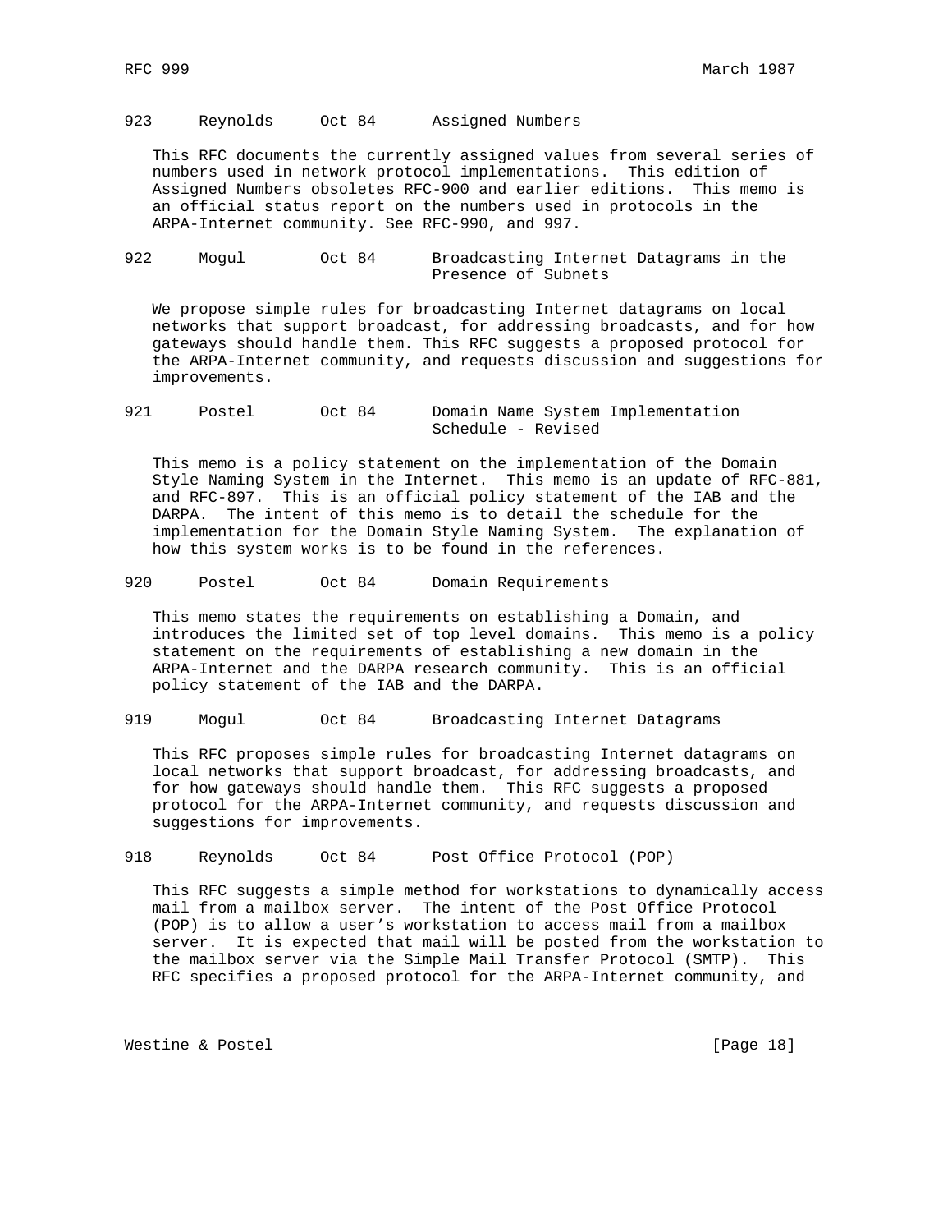923 Reynolds Oct 84 Assigned Numbers

This RFC documents the currently assigned values from several series of numbers used in network protocol implementations. This edition of Assigned Numbers obsoletes RFC-900 and earlier editions. This memo is an official status report on the numbers used in protocols in the ARPA-Internet community. See RFC-990, and 997.

922 Mogul Oct 84 Broadcasting Internet Datagrams in the Presence of Subnets

We propose simple rules for broadcasting Internet datagrams on local networks that support broadcast, for addressing broadcasts, and for how gateways should handle them. This RFC suggests a proposed protocol for the ARPA-Internet community, and requests discussion and suggestions for improvements.

921 Postel Oct 84 Domain Name System Implementation Schedule - Revised

This memo is a policy statement on the implementation of the Domain Style Naming System in the Internet. This memo is an update of RFC-881, and RFC-897. This is an official policy statement of the IAB and the DARPA. The intent of this memo is to detail the schedule for the implementation for the Domain Style Naming System. The explanation of how this system works is to be found in the references.

920 Postel Oct 84 Domain Requirements

This memo states the requirements on establishing a Domain, and introduces the limited set of top level domains. This memo is a policy statement on the requirements of establishing a new domain in the ARPA-Internet and the DARPA research community. This is an official policy statement of the IAB and the DARPA.

919 Mogul Oct 84 Broadcasting Internet Datagrams

This RFC proposes simple rules for broadcasting Internet datagrams on local networks that support broadcast, for addressing broadcasts, and for how gateways should handle them. This RFC suggests a proposed protocol for the ARPA-Internet community, and requests discussion and suggestions for improvements.

918 Reynolds Oct 84 Post Office Protocol (POP)

This RFC suggests a simple method for workstations to dynamically access mail from a mailbox server. The intent of the Post Office Protocol (POP) is to allow a user's workstation to access mail from a mailbox server. It is expected that mail will be posted from the workstation to the mailbox server via the Simple Mail Transfer Protocol (SMTP). This RFC specifies a proposed protocol for the ARPA-Internet community, and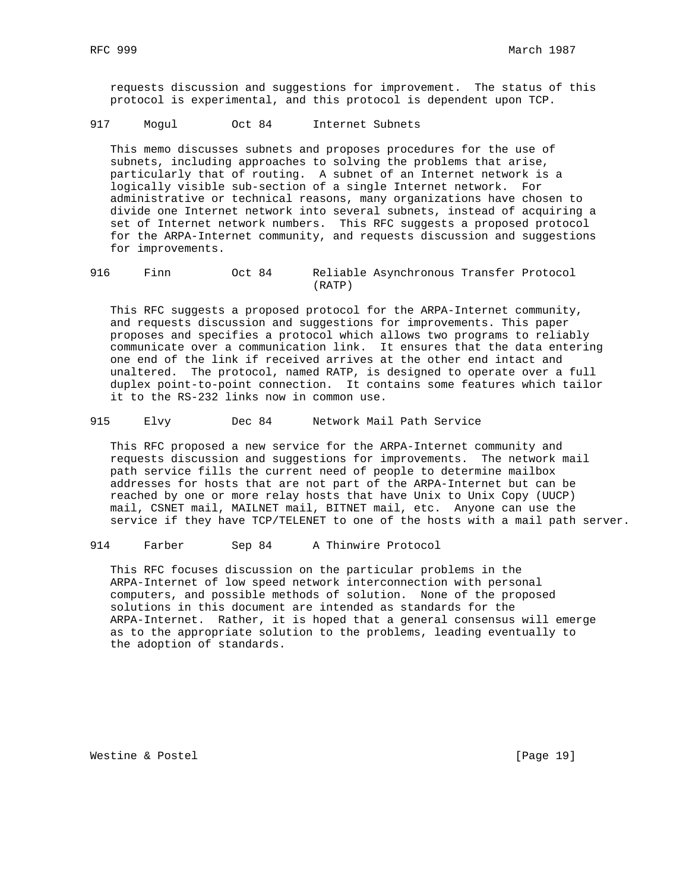requests discussion and suggestions for improvement. The status of this protocol is experimental, and this protocol is dependent upon TCP.

917     Mogul        Oct 84      Internet Subnets

This memo discusses subnets and proposes procedures for the use of subnets, including approaches to solving the problems that arise, particularly that of routing. A subnet of an Internet network is a logically visible sub-section of a single Internet network. For administrative or technical reasons, many organizations have chosen to divide one Internet network into several subnets, instead of acquiring a set of Internet network numbers. This RFC suggests a proposed protocol for the ARPA-Internet community, and requests discussion and suggestions for improvements.

916     Finn         Oct 84      Reliable Asynchronous Transfer Protocol (RATP)

This RFC suggests a proposed protocol for the ARPA-Internet community, and requests discussion and suggestions for improvements. This paper proposes and specifies a protocol which allows two programs to reliably communicate over a communication link. It ensures that the data entering one end of the link if received arrives at the other end intact and unaltered. The protocol, named RATP, is designed to operate over a full duplex point-to-point connection. It contains some features which tailor it to the RS-232 links now in common use.

915     Elvy         Dec 84      Network Mail Path Service

This RFC proposed a new service for the ARPA-Internet community and requests discussion and suggestions for improvements. The network mail path service fills the current need of people to determine mailbox addresses for hosts that are not part of the ARPA-Internet but can be reached by one or more relay hosts that have Unix to Unix Copy (UUCP) mail, CSNET mail, MAILNET mail, BITNET mail, etc. Anyone can use the service if they have TCP/TELENET to one of the hosts with a mail path server.

914     Farber       Sep 84      A Thinwire Protocol

This RFC focuses discussion on the particular problems in the ARPA-Internet of low speed network interconnection with personal computers, and possible methods of solution. None of the proposed solutions in this document are intended as standards for the ARPA-Internet. Rather, it is hoped that a general consensus will emerge as to the appropriate solution to the problems, leading eventually to the adoption of standards.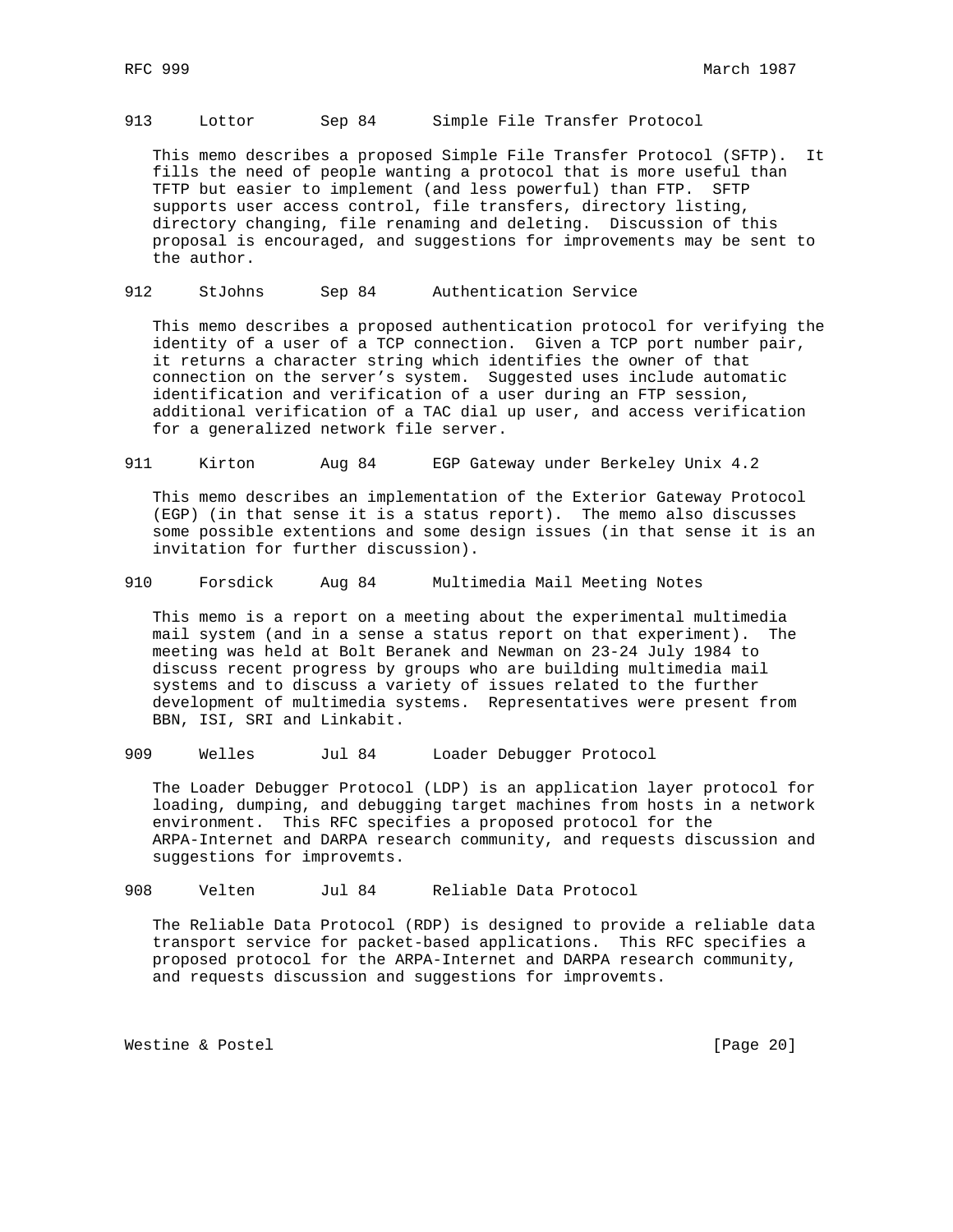913     Lottor       Sep 84      Simple File Transfer Protocol

This memo describes a proposed Simple File Transfer Protocol (SFTP). It fills the need of people wanting a protocol that is more useful than TFTP but easier to implement (and less powerful) than FTP. SFTP supports user access control, file transfers, directory listing, directory changing, file renaming and deleting. Discussion of this proposal is encouraged, and suggestions for improvements may be sent to the author.

912     StJohns      Sep 84      Authentication Service

This memo describes a proposed authentication protocol for verifying the identity of a user of a TCP connection. Given a TCP port number pair, it returns a character string which identifies the owner of that connection on the server's system. Suggested uses include automatic identification and verification of a user during an FTP session, additional verification of a TAC dial up user, and access verification for a generalized network file server.

911     Kirton       Aug 84      EGP Gateway under Berkeley Unix 4.2

This memo describes an implementation of the Exterior Gateway Protocol (EGP) (in that sense it is a status report). The memo also discusses some possible extentions and some design issues (in that sense it is an invitation for further discussion).

910     Forsdick     Aug 84      Multimedia Mail Meeting Notes

This memo is a report on a meeting about the experimental multimedia mail system (and in a sense a status report on that experiment). The meeting was held at Bolt Beranek and Newman on 23-24 July 1984 to discuss recent progress by groups who are building multimedia mail systems and to discuss a variety of issues related to the further development of multimedia systems. Representatives were present from BBN, ISI, SRI and Linkabit.

909     Welles       Jul 84      Loader Debugger Protocol

The Loader Debugger Protocol (LDP) is an application layer protocol for loading, dumping, and debugging target machines from hosts in a network environment. This RFC specifies a proposed protocol for the ARPA-Internet and DARPA research community, and requests discussion and suggestions for improvemts.

908     Velten       Jul 84      Reliable Data Protocol

The Reliable Data Protocol (RDP) is designed to provide a reliable data transport service for packet-based applications. This RFC specifies a proposed protocol for the ARPA-Internet and DARPA research community, and requests discussion and suggestions for improvemts.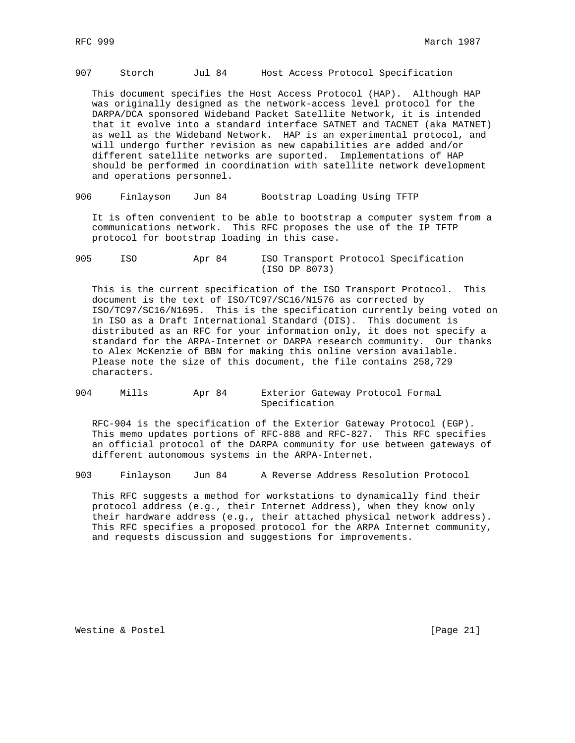907 Storch Jul 84 Host Access Protocol Specification

This document specifies the Host Access Protocol (HAP). Although HAP was originally designed as the network-access level protocol for the DARPA/DCA sponsored Wideband Packet Satellite Network, it is intended that it evolve into a standard interface SATNET and TACNET (aka MATNET) as well as the Wideband Network. HAP is an experimental protocol, and will undergo further revision as new capabilities are added and/or different satellite networks are suported. Implementations of HAP should be performed in coordination with satellite network development and operations personnel.

906 Finlayson Jun 84 Bootstrap Loading Using TFTP

It is often convenient to be able to bootstrap a computer system from a communications network. This RFC proposes the use of the IP TFTP protocol for bootstrap loading in this case.

905 ISO Apr 84 ISO Transport Protocol Specification (ISO DP 8073)

This is the current specification of the ISO Transport Protocol. This document is the text of ISO/TC97/SC16/N1576 as corrected by ISO/TC97/SC16/N1695. This is the specification currently being voted on in ISO as a Draft International Standard (DIS). This document is distributed as an RFC for your information only, it does not specify a standard for the ARPA-Internet or DARPA research community. Our thanks to Alex McKenzie of BBN for making this online version available. Please note the size of this document, the file contains 258,729 characters.

904 Mills Apr 84 Exterior Gateway Protocol Formal Specification

RFC-904 is the specification of the Exterior Gateway Protocol (EGP). This memo updates portions of RFC-888 and RFC-827. This RFC specifies an official protocol of the DARPA community for use between gateways of different autonomous systems in the ARPA-Internet.

903 Finlayson Jun 84 A Reverse Address Resolution Protocol

This RFC suggests a method for workstations to dynamically find their protocol address (e.g., their Internet Address), when they know only their hardware address (e.g., their attached physical network address). This RFC specifies a proposed protocol for the ARPA Internet community, and requests discussion and suggestions for improvements.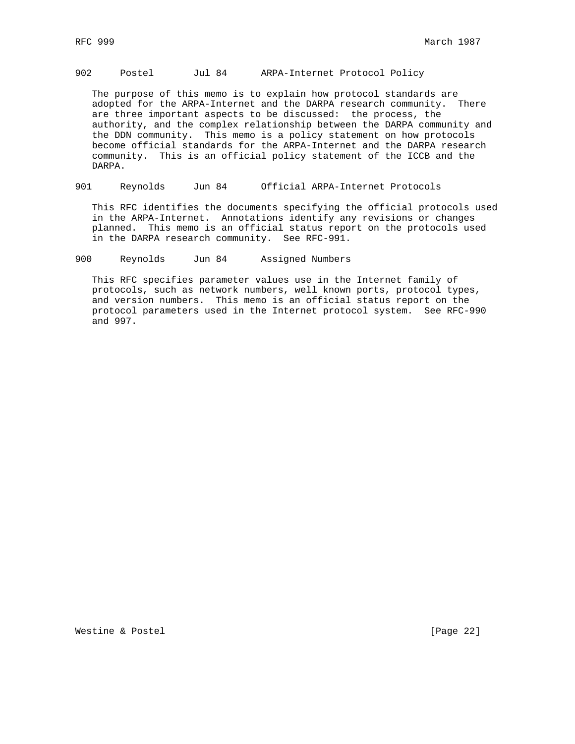902     Postel       Jul 84      ARPA-Internet Protocol Policy

The purpose of this memo is to explain how protocol standards are adopted for the ARPA-Internet and the DARPA research community. There are three important aspects to be discussed: the process, the authority, and the complex relationship between the DARPA community and the DDN community. This memo is a policy statement on how protocols become official standards for the ARPA-Internet and the DARPA research community. This is an official policy statement of the ICCB and the DARPA.

901     Reynolds     Jun 84      Official ARPA-Internet Protocols

This RFC identifies the documents specifying the official protocols used in the ARPA-Internet. Annotations identify any revisions or changes planned. This memo is an official status report on the protocols used in the DARPA research community. See RFC-991.

900     Reynolds     Jun 84      Assigned Numbers

This RFC specifies parameter values use in the Internet family of protocols, such as network numbers, well known ports, protocol types, and version numbers. This memo is an official status report on the protocol parameters used in the Internet protocol system. See RFC-990 and 997.